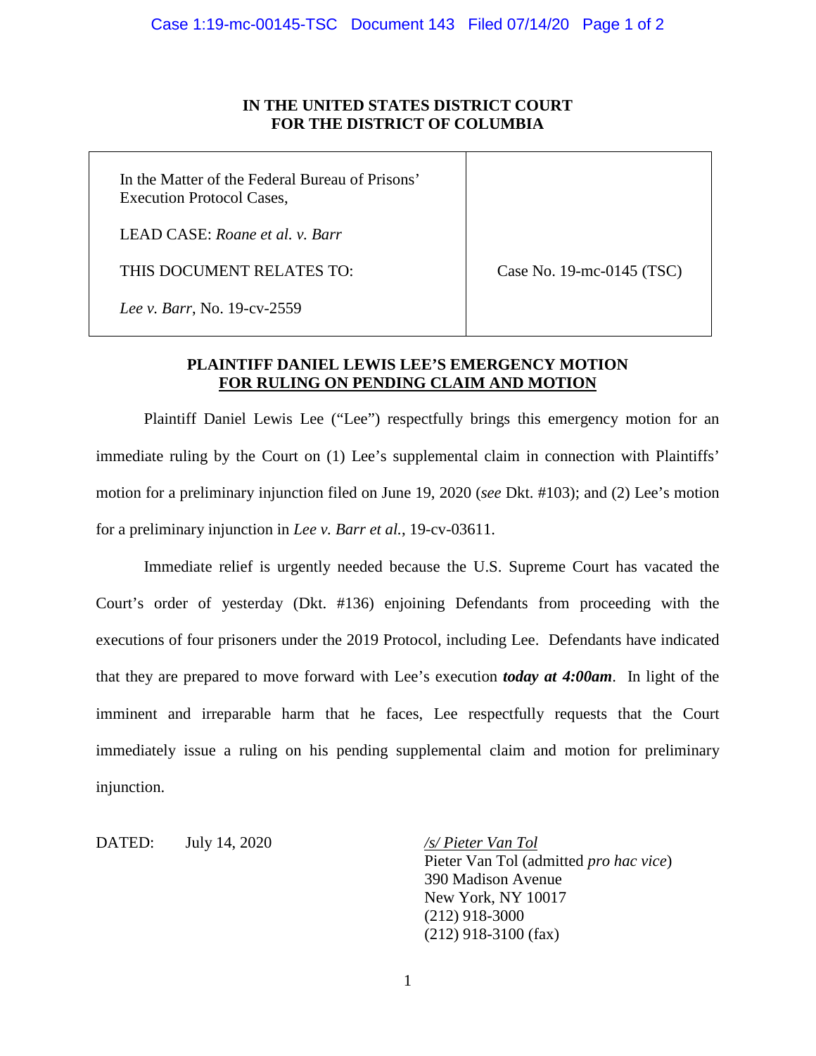**IN THE UNITED STATES DISTRICT COURT**
**FOR THE DISTRICT OF COLUMBIA**

| | |
|---|---|
| In the Matter of the Federal Bureau of Prisons' Execution Protocol Cases,<br><br>LEAD CASE: *Roane et al. v. Barr*<br><br>THIS DOCUMENT RELATES TO:<br><br>*Lee v. Barr*, No. 19-cv-2559 | Case No. 19-mc-0145 (TSC) |

**PLAINTIFF DANIEL LEWIS LEE'S EMERGENCY MOTION FOR RULING ON PENDING CLAIM AND MOTION**

Plaintiff Daniel Lewis Lee ("Lee") respectfully brings this emergency motion for an immediate ruling by the Court on (1) Lee's supplemental claim in connection with Plaintiffs' motion for a preliminary injunction filed on June 19, 2020 (*see* Dkt. #103); and (2) Lee's motion for a preliminary injunction in *Lee v. Barr et al.*, 19-cv-03611.

Immediate relief is urgently needed because the U.S. Supreme Court has vacated the Court's order of yesterday (Dkt. #136) enjoining Defendants from proceeding with the executions of four prisoners under the 2019 Protocol, including Lee. Defendants have indicated that they are prepared to move forward with Lee's execution ***today at 4:00am***. In light of the imminent and irreparable harm that he faces, Lee respectfully requests that the Court immediately issue a ruling on his pending supplemental claim and motion for preliminary injunction.

DATED: July 14, 2020

*_/s/ Pieter Van Tol_*
Pieter Van Tol (admitted *pro hac vice*)
390 Madison Avenue
New York, NY 10017
(212) 918-3000
(212) 918-3100 (fax)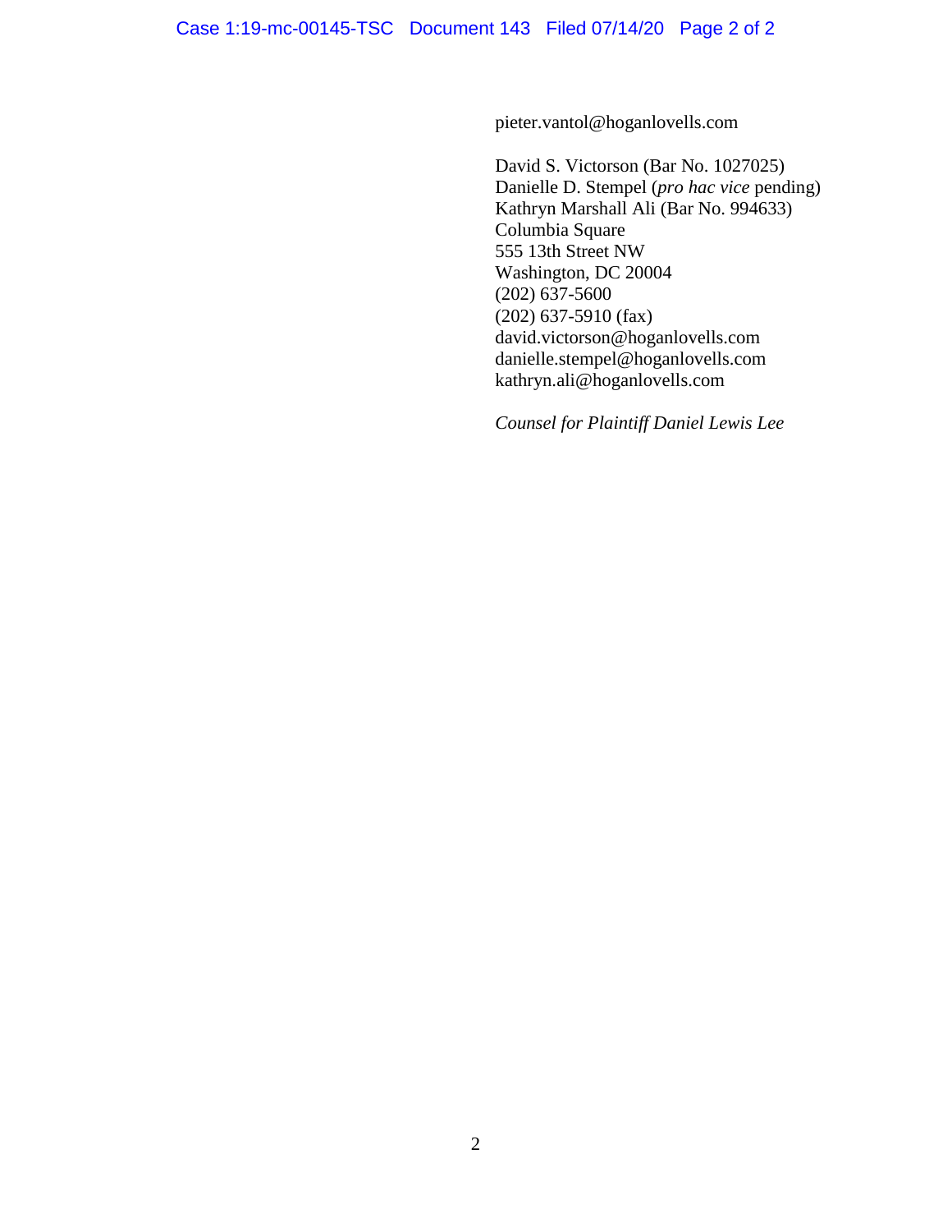pieter.vantol@hoganlovells.com

David S. Victorson (Bar No. 1027025)
Danielle D. Stempel (*pro hac vice* pending)
Kathryn Marshall Ali (Bar No. 994633)
Columbia Square
555 13th Street NW
Washington, DC 20004
(202) 637-5600
(202) 637-5910 (fax)
david.victorson@hoganlovells.com
danielle.stempel@hoganlovells.com
kathryn.ali@hoganlovells.com

*Counsel for Plaintiff Daniel Lewis Lee*